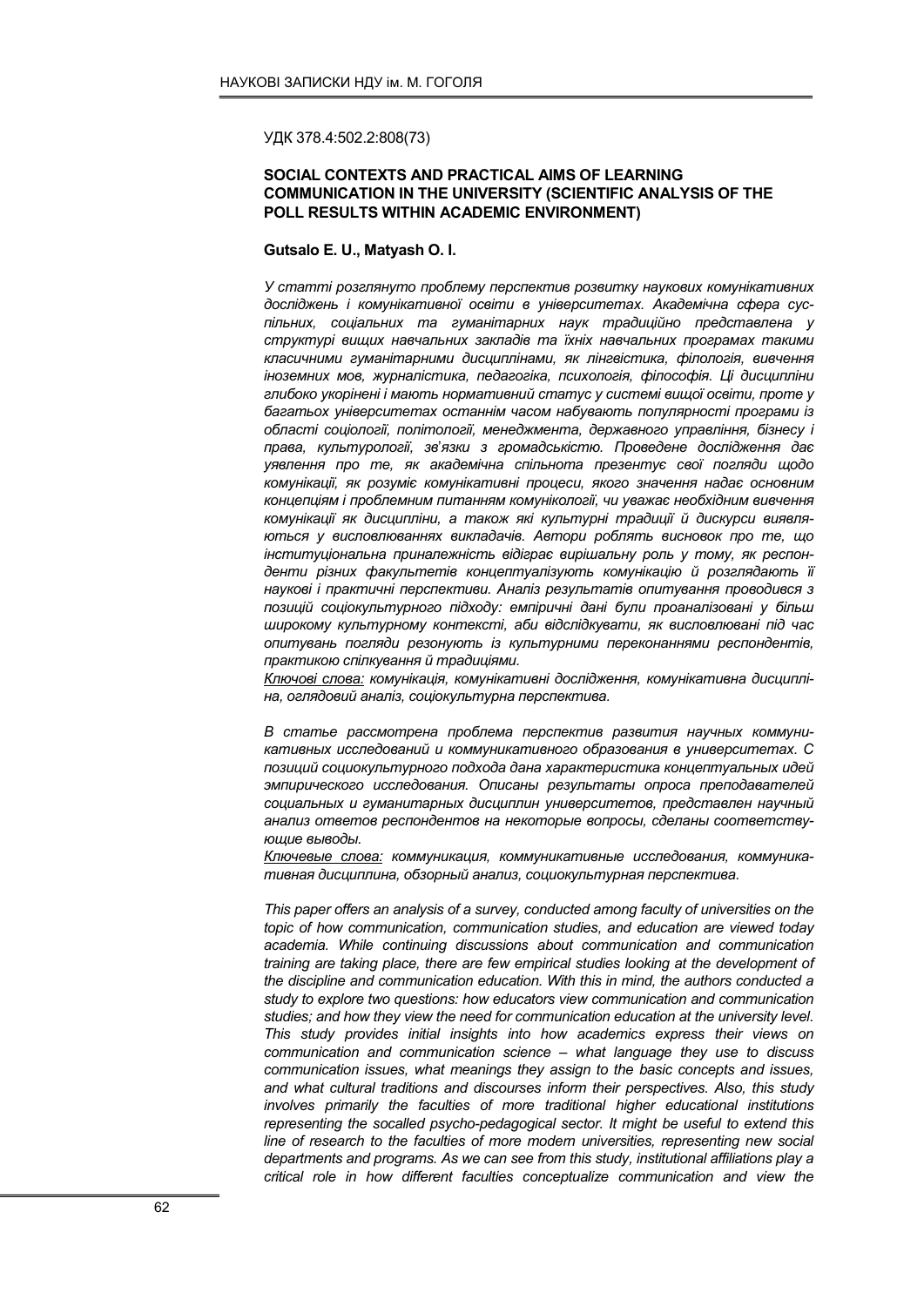УДК 378.4:502.2:808(73)

## SOCIAL CONTEXTS AND PRACTICAL AIMS OF LEARNING COMMUNICATION IN THE UNIVERSITY (SCIENTIFIC ANALYSIS OF THE POLL RESULTS WITHIN ACADEMIC ENVIRONMENT)

**Gutsalo E. U., Matyash O. I.**

*У статті розглянуто проблему перспектив розвитку наукових комунікативних досліджень і комунікативної освіти в університетах. Академічна сфера суспільних, соціальних та гуманітарних наук традиційно представлена у структурі вищих навчальних закладів та їхніх навчальних програмах такими класичними гуманітарними дисциплінами, як лінгвістика, філологія, вивчення іноземних мов, журналістика, педагогіка, психологія, філософія. Ці дисципліни глибоко укорінені і мають нормативний статус у системі вищої освіти, проте у багатьох університетах останнім часом набувають популярності програми із області соціології, політології, менеджмента, державного управління, бізнесу і права, культурології, зв'язки з громадськістю. Проведене дослідження дає уявлення про те, як академічна спільнота презентує свої погляди щодо комунікації, як розуміє комунікативні процеси, якого значення надає основним концепціям і проблемним питанням комунікології, чи уважає необхідним вивчення комунікації як дисципліни, а також які культурні традиції й дискурси виявляються у висловлюваннях викладачів. Автори роблять висновок про те, що інституціональна приналежність відіграє вирішальну роль у тому, як респонденти різних факультетів концептуалізують комунікацію й розглядають її наукові і практичні перспективи. Аналіз результатів опитування проводився з позицій соціокультурного підходу: емпіричні дані були проаналізовані у більш широкому культурному контексті, аби відслідкувати, як висловлювані під час опитувань погляди резонують із культурними переконаннями респондентів, практикою спілкування й традиціями.*

*Ключові слова: комунікація, комунікативні дослідження, комунікативна дисципліна, оглядовий аналіз, соціокультурна перспектива.*

*В статье рассмотрена проблема перспектив развития научных коммуникативных исследований и коммуникативного образования в университетах. С позиций социокультурного подхода дана характеристика концептуальных идей эмпирического исследования. Описаны результаты опроса преподавателей социальных и гуманитарных дисциплин университетов, представлен научный анализ ответов респондентов на некоторые вопросы, сделаны соответствующие выводы.*

*Ключевые слова: коммуникация, коммуникативные исследования, коммуникативная дисциплина, обзорный анализ, социокультурная перспектива.*

*This paper offers an analysis of a survey, conducted among faculty of universities on the topic of how communication, communication studies, and education are viewed today academia. While continuing discussions about communication and communication training are taking place, there are few empirical studies looking at the development of the discipline and communication education. With this in mind, the authors conducted a study to explore two questions: how educators view communication and communication studies; and how they view the need for communication education at the university level. This study provides initial insights into how academics express their views on communication and communication science – what language they use to discuss communication issues, what meanings they assign to the basic concepts and issues, and what cultural traditions and discourses inform their perspectives. Also, this study involves primarily the faculties of more traditional higher educational institutions representing the socalled psycho-pedagogical sector. It might be useful to extend this line of research to the faculties of more modern universities, representing new social departments and programs. As we can see from this study, institutional affiliations play a critical role in how different faculties conceptualize communication and view the*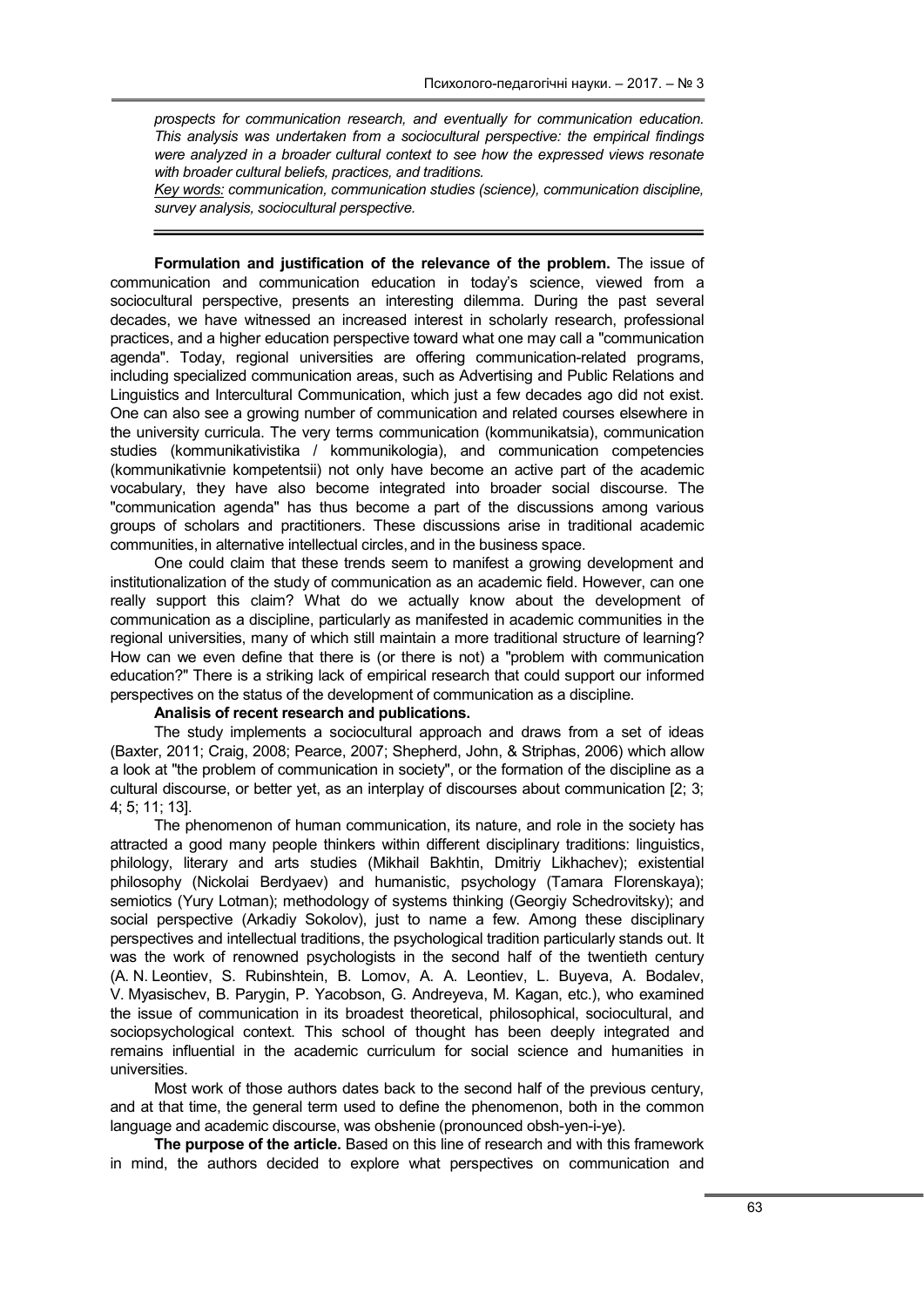*prospects for communication research, and eventually for communication education. This analysis was undertaken from a sociocultural perspective: the empirical findings were analyzed in a broader cultural context to see how the expressed views resonate with broader cultural beliefs, practices, and traditions.*

*Key words: communication, communication studies (science), communication discipline, survey analysis, sociocultural perspective.*

**Formulation and justification of the relevance of the problem.** The issue of communication and communication education in today's science, viewed from a sociocultural perspective, presents an interesting dilemma. During the past several decades, we have witnessed an increased interest in scholarly research, professional practices, and a higher education perspective toward what one may call a "communication agenda". Today, regional universities are offering communication-related programs, including specialized communication areas, such as Advertising and Public Relations and Linguistics and Intercultural Communication, which just a few decades ago did not exist. One can also see a growing number of communication and related courses elsewhere in the university curricula. The very terms communication (kommunikatsia), communication studies (kommunikativistika / kommunikologia), and communication competencies (kommunikativnie kompetentsii) not only have become an active part of the academic vocabulary, they have also become integrated into broader social discourse. The "communication agenda" has thus become a part of the discussions among various groups of scholars and practitioners. These discussions arise in traditional academic communities, in alternative intellectual circles, and in the business space.

One could claim that these trends seem to manifest a growing development and institutionalization of the study of communication as an academic field. However, can one really support this claim? What do we actually know about the development of communication as a discipline, particularly as manifested in academic communities in the regional universities, many of which still maintain a more traditional structure of learning? How can we even define that there is (or there is not) a "problem with communication education?" There is a striking lack of empirical research that could support our informed perspectives on the status of the development of communication as a discipline.

**Analisis of recent research and publications.**

The study implements a sociocultural approach and draws from a set of ideas (Baxter, 2011; Craig, 2008; Pearce, 2007; Shepherd, John, & Striphas, 2006) which allow a look at "the problem of communication in society", or the formation of the discipline as a cultural discourse, or better yet, as an interplay of discourses about communication [2; 3; 4; 5; 11; 13].

The phenomenon of human communication, its nature, and role in the society has attracted a good many people thinkers within different disciplinary traditions: linguistics, philology, literary and arts studies (Mikhail Bakhtin, Dmitriy Likhachev); existential philosophy (Nickolai Berdyaev) and humanistic, psychology (Tamara Florenskaya); semiotics (Yury Lotman); methodology of systems thinking (Georgiy Schedrovitsky); and social perspective (Arkadiy Sokolov), just to name a few. Among these disciplinary perspectives and intellectual traditions, the psychological tradition particularly stands out. It was the work of renowned psychologists in the second half of the twentieth century (A. N. Leontiev, S. Rubinshtein, B. Lomov, A. A. Leontiev, L. Buyeva, A. Bodalev, V. Myasischev, B. Parygin, P. Yacobson, G. Andreyeva, M. Kagan, etc.), who examined the issue of communication in its broadest theoretical, philosophical, sociocultural, and sociopsychological context. This school of thought has been deeply integrated and remains influential in the academic curriculum for social science and humanities in universities.

Most work of those authors dates back to the second half of the previous century, and at that time, the general term used to define the phenomenon, both in the common language and academic discourse, was obshenie (pronounced obsh-yen-i-ye).

**The purpose of the article.** Based on this line of research and with this framework in mind, the authors decided to explore what perspectives on communication and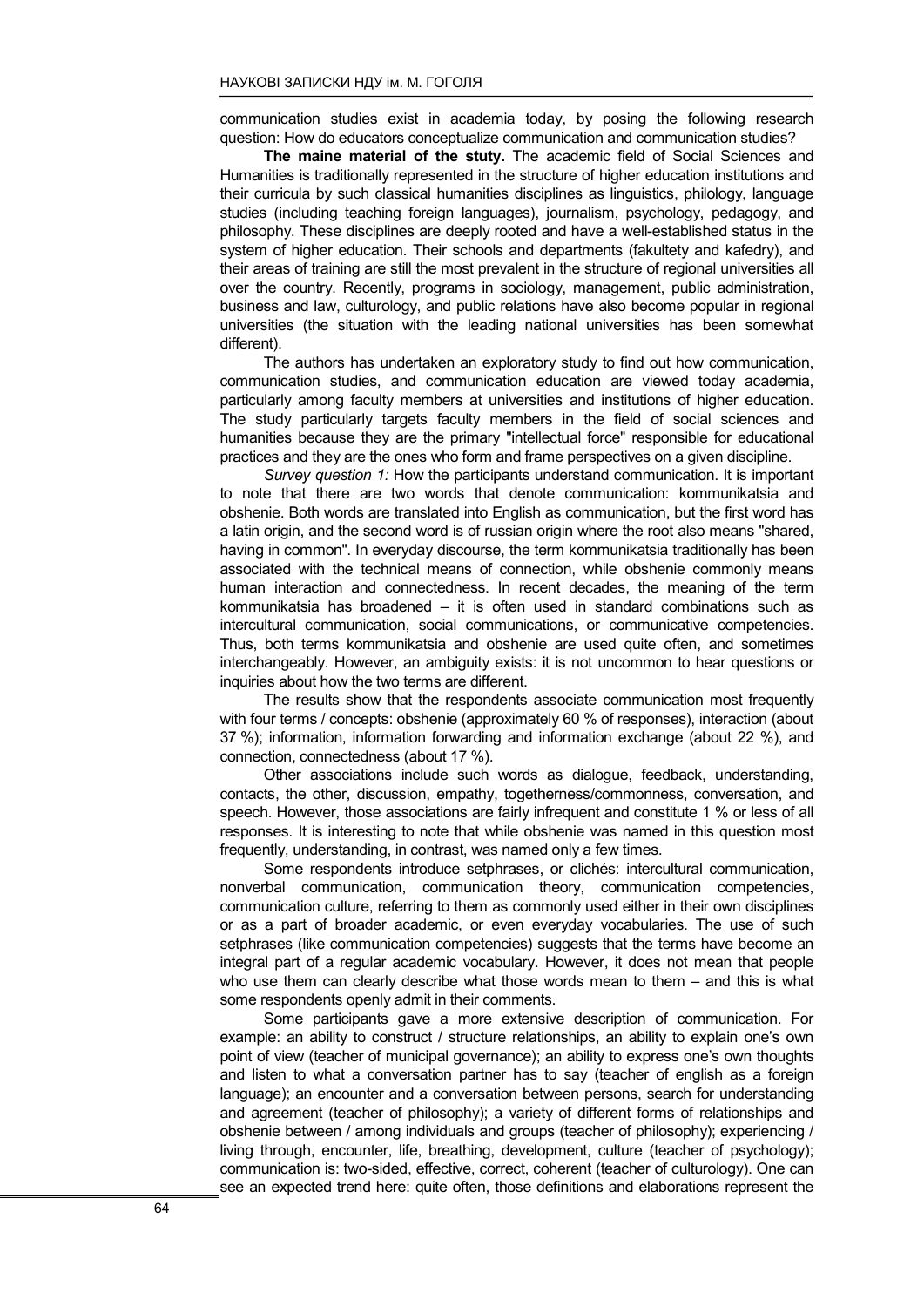communication studies exist in academia today, by posing the following research question: How do educators conceptualize communication and communication studies?

**The maine material of the stuty.** The academic field of Social Sciences and Humanities is traditionally represented in the structure of higher education institutions and their curricula by such classical humanities disciplines as linguistics, philology, language studies (including teaching foreign languages), journalism, psychology, pedagogy, and philosophy. These disciplines are deeply rooted and have a well-established status in the system of higher education. Their schools and departments (fakultety and kafedry), and their areas of training are still the most prevalent in the structure of regional universities all over the country. Recently, programs in sociology, management, public administration, business and law, culturology, and public relations have also become popular in regional universities (the situation with the leading national universities has been somewhat different).

The authors has undertaken an exploratory study to find out how communication, communication studies, and communication education are viewed today academia, particularly among faculty members at universities and institutions of higher education. The study particularly targets faculty members in the field of social sciences and humanities because they are the primary "intellectual force" responsible for educational practices and they are the ones who form and frame perspectives on a given discipline.

*Survey question 1:* How the participants understand communication. It is important to note that there are two words that denote communication: kommunikatsia and obshenie. Both words are translated into English as communication, but the first word has a latin origin, and the second word is of russian origin where the root also means "shared, having in common". In everyday discourse, the term kommunikatsia traditionally has been associated with the technical means of connection, while obshenie commonly means human interaction and connectedness. In recent decades, the meaning of the term kommunikatsia has broadened – it is often used in standard combinations such as intercultural communication, social communications, or communicative competencies. Thus, both terms kommunikatsia and obshenie are used quite often, and sometimes interchangeably. However, an ambiguity exists: it is not uncommon to hear questions or inquiries about how the two terms are different.

The results show that the respondents associate communication most frequently with four terms / concepts: obshenie (approximately 60 % of responses), interaction (about 37 %); information, information forwarding and information exchange (about 22 %), and connection, connectedness (about 17 %).

Other associations include such words as dialogue, feedback, understanding, contacts, the other, discussion, empathy, togetherness/commonness, conversation, and speech. However, those associations are fairly infrequent and constitute 1 % or less of all responses. It is interesting to note that while obshenie was named in this question most frequently, understanding, in contrast, was named only a few times.

Some respondents introduce setphrases, or clichés: intercultural communication, nonverbal communication, communication theory, communication competencies, communication culture, referring to them as commonly used either in their own disciplines or as a part of broader academic, or even everyday vocabularies. The use of such setphrases (like communication competencies) suggests that the terms have become an integral part of a regular academic vocabulary. However, it does not mean that people who use them can clearly describe what those words mean to them – and this is what some respondents openly admit in their comments.

Some participants gave a more extensive description of communication. For example: an ability to construct / structure relationships, an ability to explain one's own point of view (teacher of municipal governance); an ability to express one's own thoughts and listen to what a conversation partner has to say (teacher of english as a foreign language); an encounter and a conversation between persons, search for understanding and agreement (teacher of philosophy); a variety of different forms of relationships and obshenie between / among individuals and groups (teacher of philosophy); experiencing / living through, encounter, life, breathing, development, culture (teacher of psychology); communication is: two-sided, effective, correct, coherent (teacher of culturology). One can see an expected trend here: quite often, those definitions and elaborations represent the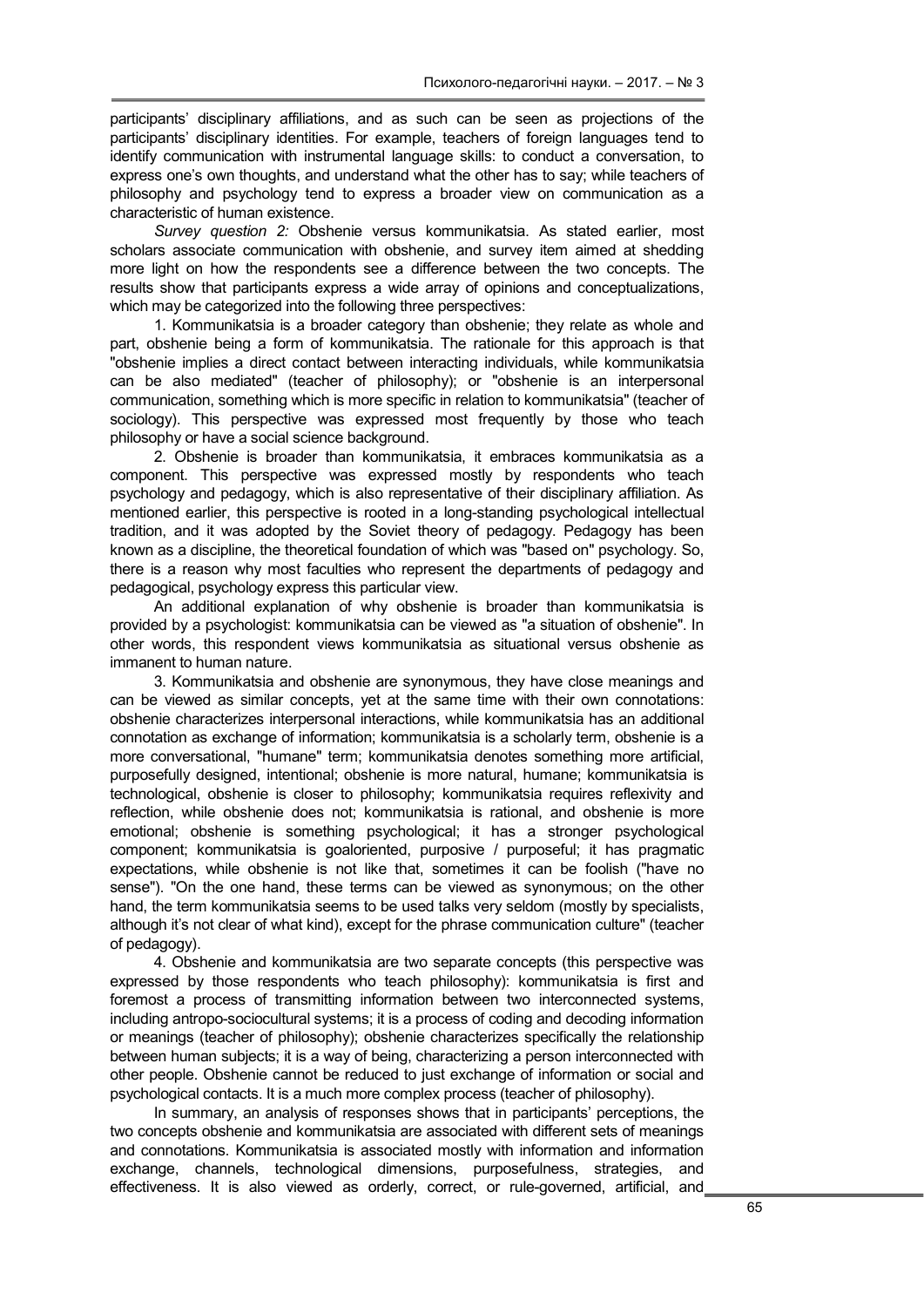participants' disciplinary affiliations, and as such can be seen as projections of the participants' disciplinary identities. For example, teachers of foreign languages tend to identify communication with instrumental language skills: to conduct a conversation, to express one's own thoughts, and understand what the other has to say; while teachers of philosophy and psychology tend to express a broader view on communication as a characteristic of human existence.

*Survey question 2:* Obshenie versus kommunikatsia. As stated earlier, most scholars associate communication with obshenie, and survey item aimed at shedding more light on how the respondents see a difference between the two concepts. The results show that participants express a wide array of opinions and conceptualizations, which may be categorized into the following three perspectives:

1. Kommunikatsia is a broader category than obshenie; they relate as whole and part, obshenie being a form of kommunikatsia. The rationale for this approach is that "obshenie implies a direct contact between interacting individuals, while kommunikatsia can be also mediated" (teacher of philosophy); or "obshenie is an interpersonal communication, something which is more specific in relation to kommunikatsia" (teacher of sociology). This perspective was expressed most frequently by those who teach philosophy or have a social science background.

2. Obshenie is broader than kommunikatsia, it embraces kommunikatsia as a component. This perspective was expressed mostly by respondents who teach psychology and pedagogy, which is also representative of their disciplinary affiliation. As mentioned earlier, this perspective is rooted in a long-standing psychological intellectual tradition, and it was adopted by the Soviet theory of pedagogy. Pedagogy has been known as a discipline, the theoretical foundation of which was "based on" psychology. So, there is a reason why most faculties who represent the departments of pedagogy and pedagogical, psychology express this particular view.

An additional explanation of why obshenie is broader than kommunikatsia is provided by a psychologist: kommunikatsia can be viewed as "a situation of obshenie". In other words, this respondent views kommunikatsia as situational versus obshenie as immanent to human nature.

3. Kommunikatsia and obshenie are synonymous, they have close meanings and can be viewed as similar concepts, yet at the same time with their own connotations: obshenie characterizes interpersonal interactions, while kommunikatsia has an additional connotation as exchange of information; kommunikatsia is a scholarly term, obshenie is a more conversational, "humane" term; kommunikatsia denotes something more artificial, purposefully designed, intentional; obshenie is more natural, humane; kommunikatsia is technological, obshenie is closer to philosophy; kommunikatsia requires reflexivity and reflection, while obshenie does not; kommunikatsia is rational, and obshenie is more emotional; obshenie is something psychological; it has a stronger psychological component; kommunikatsia is goaloriented, purposive / purposeful; it has pragmatic expectations, while obshenie is not like that, sometimes it can be foolish ("have no sense"). "On the one hand, these terms can be viewed as synonymous; on the other hand, the term kommunikatsia seems to be used talks very seldom (mostly by specialists, although it's not clear of what kind), except for the phrase communication culture" (teacher of pedagogy).

4. Obshenie and kommunikatsia are two separate concepts (this perspective was expressed by those respondents who teach philosophy): kommunikatsia is first and foremost a process of transmitting information between two interconnected systems, including antropo-sociocultural systems; it is a process of coding and decoding information or meanings (teacher of philosophy); obshenie characterizes specifically the relationship between human subjects; it is a way of being, characterizing a person interconnected with other people. Obshenie cannot be reduced to just exchange of information or social and psychological contacts. It is a much more complex process (teacher of philosophy).

In summary, an analysis of responses shows that in participants' perceptions, the two concepts obshenie and kommunikatsia are associated with different sets of meanings and connotations. Kommunikatsia is associated mostly with information and information exchange, channels, technological dimensions, purposefulness, strategies, and effectiveness. It is also viewed as orderly, correct, or rule-governed, artificial, and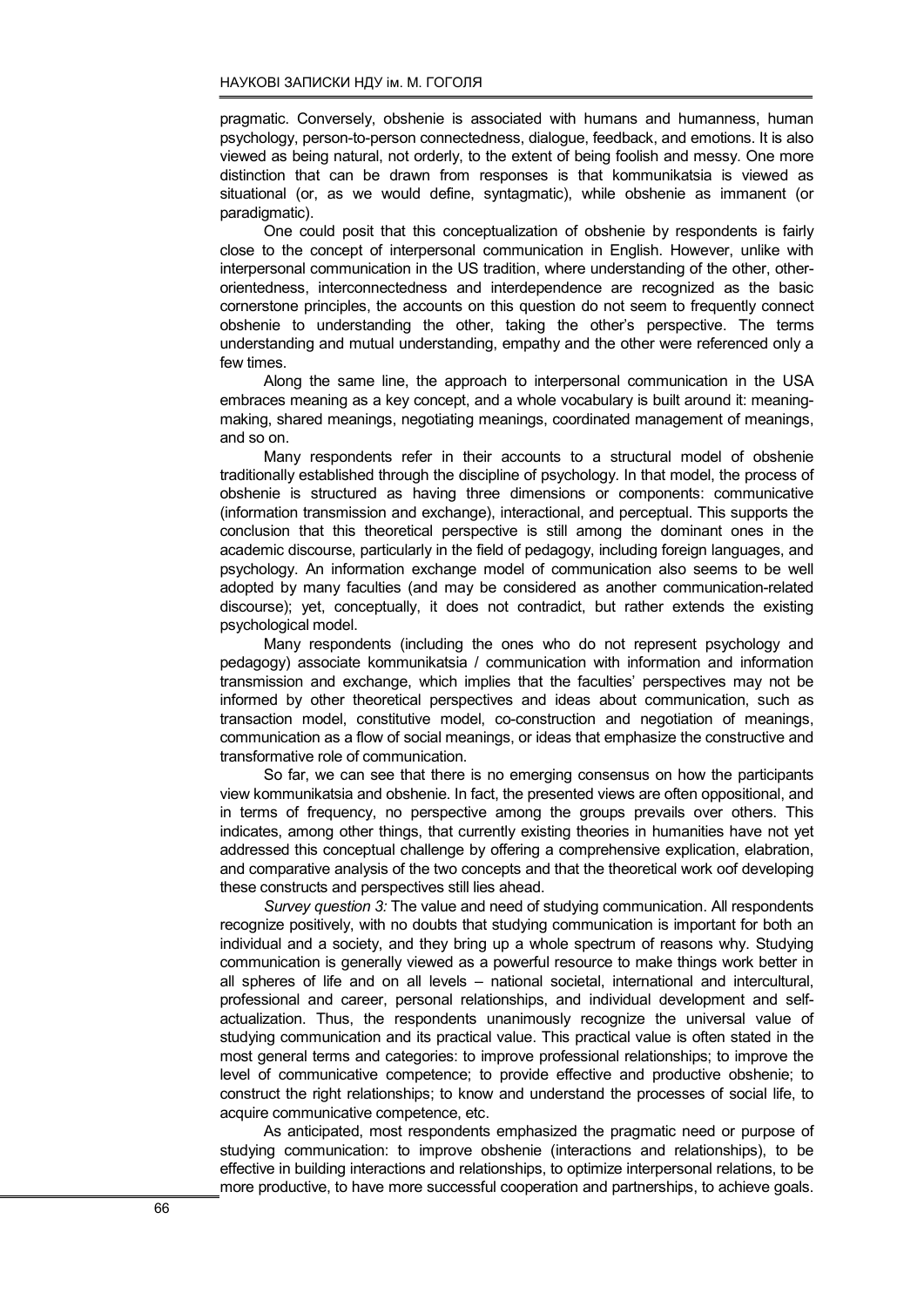pragmatic. Conversely, obshenie is associated with humans and humanness, human psychology, person-to-person connectedness, dialogue, feedback, and emotions. It is also viewed as being natural, not orderly, to the extent of being foolish and messy. One more distinction that can be drawn from responses is that kommunikatsia is viewed as situational (or, as we would define, syntagmatic), while obshenie as immanent (or paradigmatic).

One could posit that this conceptualization of obshenie by respondents is fairly close to the concept of interpersonal communication in English. However, unlike with interpersonal communication in the US tradition, where understanding of the other, other-orientedness, interconnectedness and interdependence are recognized as the basic cornerstone principles, the accounts on this question do not seem to frequently connect obshenie to understanding the other, taking the other's perspective. The terms understanding and mutual understanding, empathy and the other were referenced only a few times.

Along the same line, the approach to interpersonal communication in the USA embraces meaning as a key concept, and a whole vocabulary is built around it: meaning-making, shared meanings, negotiating meanings, coordinated management of meanings, and so on.

Many respondents refer in their accounts to a structural model of obshenie traditionally established through the discipline of psychology. In that model, the process of obshenie is structured as having three dimensions or components: communicative (information transmission and exchange), interactional, and perceptual. This supports the conclusion that this theoretical perspective is still among the dominant ones in the academic discourse, particularly in the field of pedagogy, including foreign languages, and psychology. An information exchange model of communication also seems to be well adopted by many faculties (and may be considered as another communication-related discourse); yet, conceptually, it does not contradict, but rather extends the existing psychological model.

Many respondents (including the ones who do not represent psychology and pedagogy) associate kommunikatsia / communication with information and information transmission and exchange, which implies that the faculties' perspectives may not be informed by other theoretical perspectives and ideas about communication, such as transaction model, constitutive model, co-construction and negotiation of meanings, communication as a flow of social meanings, or ideas that emphasize the constructive and transformative role of communication.

So far, we can see that there is no emerging consensus on how the participants view kommunikatsia and obshenie. In fact, the presented views are often oppositional, and in terms of frequency, no perspective among the groups prevails over others. This indicates, among other things, that currently existing theories in humanities have not yet addressed this conceptual challenge by offering a comprehensive explication, elabration, and comparative analysis of the two concepts and that the theoretical work oof developing these constructs and perspectives still lies ahead.

*Survey question 3:* The value and need of studying communication. All respondents recognize positively, with no doubts that studying communication is important for both an individual and a society, and they bring up a whole spectrum of reasons why. Studying communication is generally viewed as a powerful resource to make things work better in all spheres of life and on all levels – national societal, international and intercultural, professional and career, personal relationships, and individual development and self-actualization. Thus, the respondents unanimously recognize the universal value of studying communication and its practical value. This practical value is often stated in the most general terms and categories: to improve professional relationships; to improve the level of communicative competence; to provide effective and productive obshenie; to construct the right relationships; to know and understand the processes of social life, to acquire communicative competence, etc.

As anticipated, most respondents emphasized the pragmatic need or purpose of studying communication: to improve obshenie (interactions and relationships), to be effective in building interactions and relationships, to optimize interpersonal relations, to be more productive, to have more successful cooperation and partnerships, to achieve goals.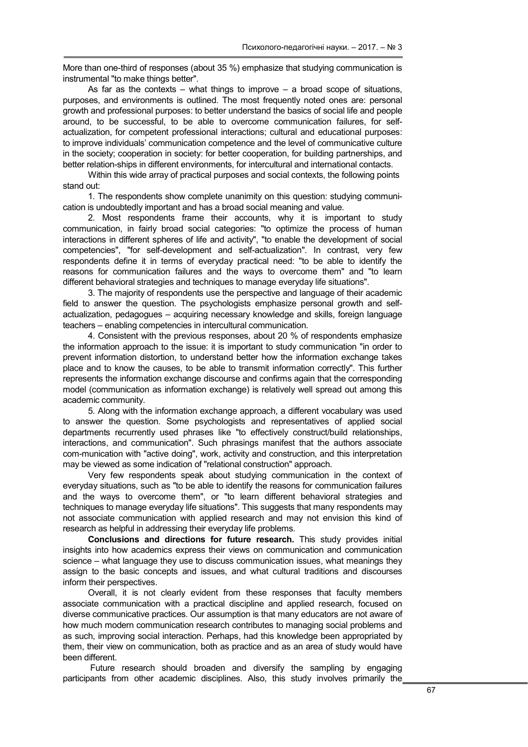More than one-third of responses (about 35 %) emphasize that studying communication is instrumental "to make things better".

As far as the contexts – what things to improve – a broad scope of situations, purposes, and environments is outlined. The most frequently noted ones are: personal growth and professional purposes: to better understand the basics of social life and people around, to be successful, to be able to overcome communication failures, for self-actualization, for competent professional interactions; cultural and educational purposes: to improve individuals' communication competence and the level of communicative culture in the society; cooperation in society: for better cooperation, for building partnerships, and better relation-ships in different environments, for intercultural and international contacts.

Within this wide array of practical purposes and social contexts, the following points stand out:

1. The respondents show complete unanimity on this question: studying communi-cation is undoubtedly important and has a broad social meaning and value.

2. Most respondents frame their accounts, why it is important to study communication, in fairly broad social categories: "to optimize the process of human interactions in different spheres of life and activity", "to enable the development of social competencies", "for self-development and self-actualization". In contrast, very few respondents define it in terms of everyday practical need: "to be able to identify the reasons for communication failures and the ways to overcome them" and "to learn different behavioral strategies and techniques to manage everyday life situations".

3. The majority of respondents use the perspective and language of their academic field to answer the question. The psychologists emphasize personal growth and self-actualization, pedagogues – acquiring necessary knowledge and skills, foreign language teachers – enabling competencies in intercultural communication.

4. Consistent with the previous responses, about 20 % of respondents emphasize the information approach to the issue: it is important to study communication "in order to prevent information distortion, to understand better how the information exchange takes place and to know the causes, to be able to transmit information correctly". This further represents the information exchange discourse and confirms again that the corresponding model (communication as information exchange) is relatively well spread out among this academic community.

5. Along with the information exchange approach, a different vocabulary was used to answer the question. Some psychologists and representatives of applied social departments recurrently used phrases like "to effectively construct/build relationships, interactions, and communication". Such phrasings manifest that the authors associate com-munication with "active doing", work, activity and construction, and this interpretation may be viewed as some indication of "relational construction" approach.

Very few respondents speak about studying communication in the context of everyday situations, such as "to be able to identify the reasons for communication failures and the ways to overcome them", or "to learn different behavioral strategies and techniques to manage everyday life situations". This suggests that many respondents may not associate communication with applied research and may not envision this kind of research as helpful in addressing their everyday life problems.

**Conclusions and directions for future research.** This study provides initial insights into how academics express their views on communication and communication science – what language they use to discuss communication issues, what meanings they assign to the basic concepts and issues, and what cultural traditions and discourses inform their perspectives.

Overall, it is not clearly evident from these responses that faculty members associate communication with a practical discipline and applied research, focused on diverse communicative practices. Our assumption is that many educators are not aware of how much modern communication research contributes to managing social problems and as such, improving social interaction. Perhaps, had this knowledge been appropriated by them, their view on communication, both as practice and as an area of study would have been different.

Future research should broaden and diversify the sampling by engaging participants from other academic disciplines. Also, this study involves primarily the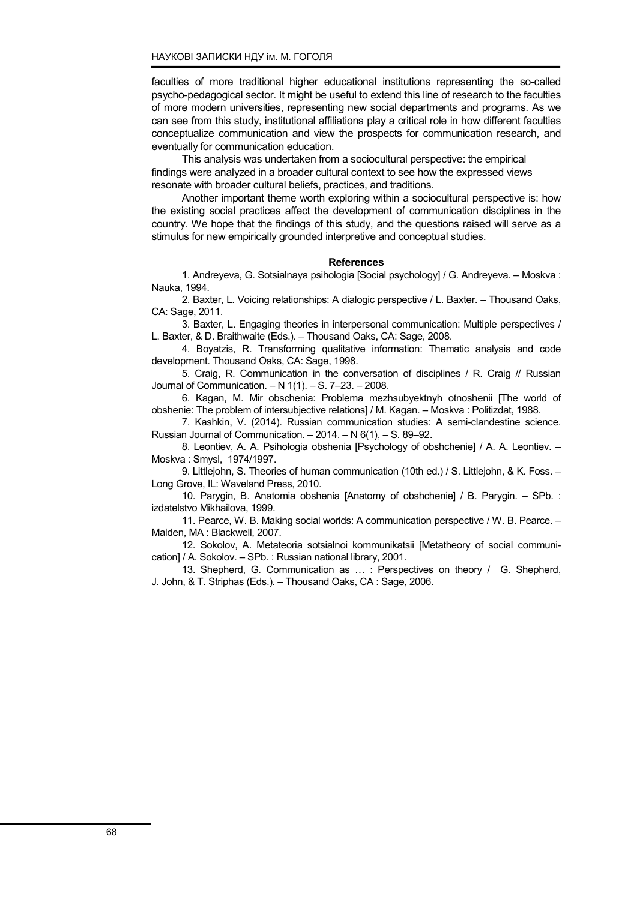faculties of more traditional higher educational institutions representing the so-called psycho-pedagogical sector. It might be useful to extend this line of research to the faculties of more modern universities, representing new social departments and programs. As we can see from this study, institutional affiliations play a critical role in how different faculties conceptualize communication and view the prospects for communication research, and eventually for communication education.

This analysis was undertaken from a sociocultural perspective: the empirical findings were analyzed in a broader cultural context to see how the expressed views resonate with broader cultural beliefs, practices, and traditions.

Another important theme worth exploring within a sociocultural perspective is: how the existing social practices affect the development of communication disciplines in the country. We hope that the findings of this study, and the questions raised will serve as a stimulus for new empirically grounded interpretive and conceptual studies.

**References**

1. Andreyeva, G. Sotsialnaya psihologia [Social psychology] / G. Andreyeva. – Moskva : Nauka, 1994.
2. Baxter, L. Voicing relationships: A dialogic perspective / L. Baxter. – Thousand Oaks, CA: Sage, 2011.
3. Baxter, L. Engaging theories in interpersonal communication: Multiple perspectives / L. Baxter, & D. Braithwaite (Eds.). – Thousand Oaks, CA: Sage, 2008.
4. Boyatzis, R. Transforming qualitative information: Thematic analysis and code development. Thousand Oaks, CA: Sage, 1998.
5. Craig, R. Communication in the conversation of disciplines / R. Craig // Russian Journal of Communication. – N 1(1). – S. 7–23. – 2008.
6. Kagan, M. Mir obschenia: Problema mezhsubyektnyh otnoshenii [The world of obshenie: The problem of intersubjective relations] / M. Kagan. – Moskva : Politizdat, 1988.
7. Kashkin, V. (2014). Russian communication studies: A semi-clandestine science. Russian Journal of Communication. – 2014. – N 6(1), – S. 89–92.
8. Leontiev, A. A. Psihologia obshenia [Psychology of obshchenie] / A. A. Leontiev. – Moskva : Smysl, 1974/1997.
9. Littlejohn, S. Theories of human communication (10th ed.) / S. Littlejohn, & K. Foss. – Long Grove, IL: Waveland Press, 2010.
10. Parygin, B. Anatomia obshenia [Anatomy of obshchenie] / B. Parygin. – SPb. : izdatelstvo Mikhailova, 1999.
11. Pearce, W. B. Making social worlds: A communication perspective / W. B. Pearce. – Malden, MA : Blackwell, 2007.
12. Sokolov, A. Metateoria sotsialnoi kommunikatsii [Metatheory of social communication] / A. Sokolov. – SPb. : Russian national library, 2001.
13. Shepherd, G. Communication as … : Perspectives on theory / G. Shepherd, J. John, & T. Striphas (Eds.). – Thousand Oaks, CA : Sage, 2006.